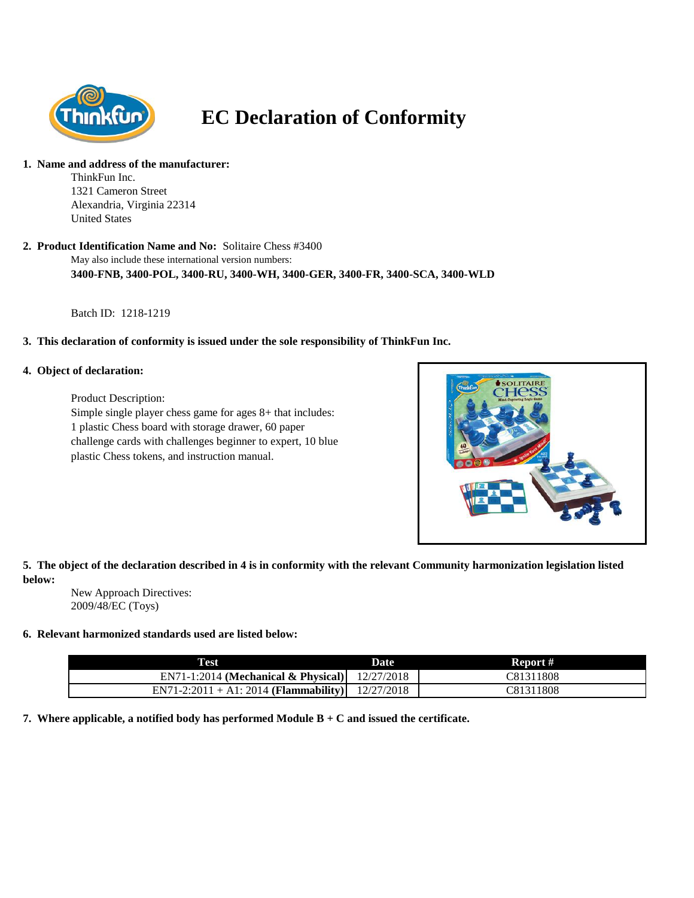# EC Declaration of Conformity

**1. Name and address of the manufacturer:**

ThinkFun Inc.
1321 Cameron Street
Alexandria, Virginia 22314
United States

**2. Product Identification Name and No:** Solitaire Chess #3400

May also include these international version numbers:
**3400-FNB, 3400-POL, 3400-RU, 3400-WH, 3400-GER, 3400-FR, 3400-SCA, 3400-WLD**

Batch ID: 1218-1219

**3. This declaration of conformity is issued under the sole responsibility of ThinkFun Inc.**

**4. Object of declaration:**

Product Description:
Simple single player chess game for ages 8+ that includes: 1 plastic Chess board with storage drawer, 60 paper challenge cards with challenges beginner to expert, 10 blue plastic Chess tokens, and instruction manual.

**5. The object of the declaration described in 4 is in conformity with the relevant Community harmonization legislation listed below:**

New Approach Directives:
2009/48/EC (Toys)

**6. Relevant harmonized standards used are listed below:**

| Test | Date | Report # |
|---|---|---|
| EN71-1:2014 **(Mechanical & Physical)** | 12/27/2018 | C81311808 |
| EN71-2:2011 + A1: 2014 **(Flammability)** | 12/27/2018 | C81311808 |

**7. Where applicable, a notified body has performed Module B + C and issued the certificate.**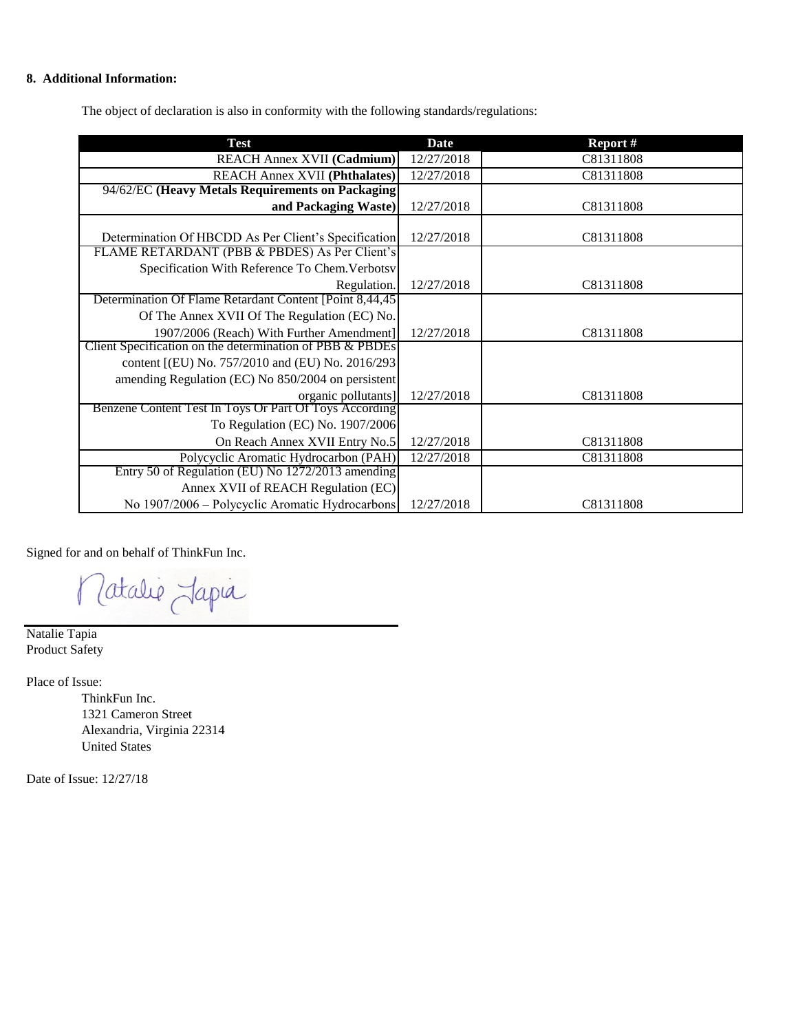**8. Additional Information:**

The object of declaration is also in conformity with the following standards/regulations:

| Test | Date | Report # |
|---|---|---|
| REACH Annex XVII **(Cadmium)** | 12/27/2018 | C81311808 |
| REACH Annex XVII **(Phthalates)** | 12/27/2018 | C81311808 |
| 94/62/EC **(Heavy Metals Requirements on Packaging and Packaging Waste)** | 12/27/2018 | C81311808 |
| Determination Of HBCDD As Per Client's Specification | 12/27/2018 | C81311808 |
| FLAME RETARDANT (PBB & PBDES) As Per Client's Specification With Reference To Chem.Verbotsv Regulation. | 12/27/2018 | C81311808 |
| Determination Of Flame Retardant Content [Point 8,44,45 Of The Annex XVII Of The Regulation (EC) No. 1907/2006 (Reach) With Further Amendment] | 12/27/2018 | C81311808 |
| Client Specification on the determination of PBB & PBDEs content [(EU) No. 757/2010 and (EU) No. 2016/293 amending Regulation (EC) No 850/2004 on persistent organic pollutants] | 12/27/2018 | C81311808 |
| Benzene Content Test In Toys Or Part Of Toys According To Regulation (EC) No. 1907/2006 On Reach Annex XVII Entry No.5 | 12/27/2018 | C81311808 |
| Polycyclic Aromatic Hydrocarbon (PAH) | 12/27/2018 | C81311808 |
| Entry 50 of Regulation (EU) No 1272/2013 amending Annex XVII of REACH Regulation (EC) No 1907/2006 – Polycyclic Aromatic Hydrocarbons | 12/27/2018 | C81311808 |

Signed for and on behalf of ThinkFun Inc.

Natalie Tapia

Natalie Tapia
Product Safety

Place of Issue:

ThinkFun Inc.
1321 Cameron Street
Alexandria, Virginia 22314
United States

Date of Issue: 12/27/18